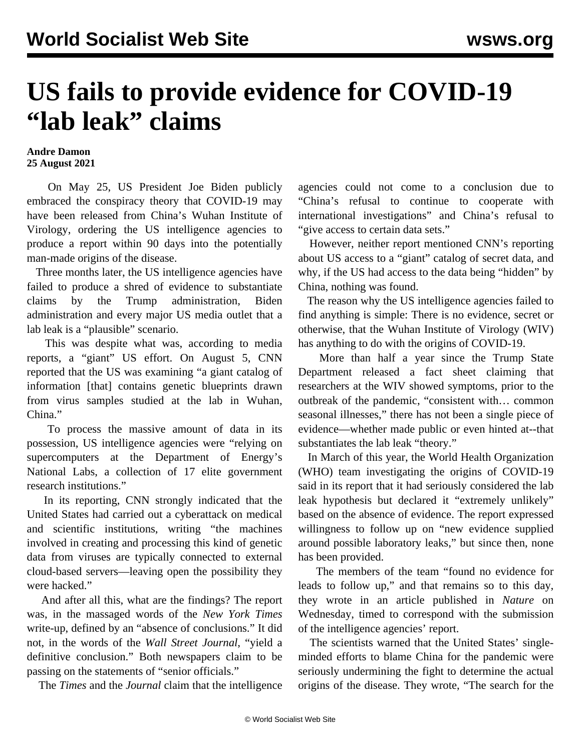# US fails to provide evidence for COVID-19 "lab leak" claims

**Andre Damon**
**25 August 2021**

On May 25, US President Joe Biden publicly embraced the conspiracy theory that COVID-19 may have been released from China's Wuhan Institute of Virology, ordering the US intelligence agencies to produce a report within 90 days into the potentially man-made origins of the disease.

Three months later, the US intelligence agencies have failed to produce a shred of evidence to substantiate claims by the Trump administration, Biden administration and every major US media outlet that a lab leak is a "plausible" scenario.

This was despite what was, according to media reports, a "giant" US effort. On August 5, CNN reported that the US was examining "a giant catalog of information [that] contains genetic blueprints drawn from virus samples studied at the lab in Wuhan, China."

To process the massive amount of data in its possession, US intelligence agencies were "relying on supercomputers at the Department of Energy's National Labs, a collection of 17 elite government research institutions."

In its reporting, CNN strongly indicated that the United States had carried out a cyberattack on medical and scientific institutions, writing "the machines involved in creating and processing this kind of genetic data from viruses are typically connected to external cloud-based servers—leaving open the possibility they were hacked."

And after all this, what are the findings? The report was, in the massaged words of the *New York Times* write-up, defined by an "absence of conclusions." It did not, in the words of the *Wall Street Journal*, "yield a definitive conclusion." Both newspapers claim to be passing on the statements of "senior officials."

The *Times* and the *Journal* claim that the intelligence agencies could not come to a conclusion due to "China's refusal to continue to cooperate with international investigations" and China's refusal to "give access to certain data sets."

However, neither report mentioned CNN's reporting about US access to a "giant" catalog of secret data, and why, if the US had access to the data being "hidden" by China, nothing was found.

The reason why the US intelligence agencies failed to find anything is simple: There is no evidence, secret or otherwise, that the Wuhan Institute of Virology (WIV) has anything to do with the origins of COVID-19.

More than half a year since the Trump State Department released a fact sheet claiming that researchers at the WIV showed symptoms, prior to the outbreak of the pandemic, "consistent with… common seasonal illnesses," there has not been a single piece of evidence—whether made public or even hinted at--that substantiates the lab leak "theory."

In March of this year, the World Health Organization (WHO) team investigating the origins of COVID-19 said in its report that it had seriously considered the lab leak hypothesis but declared it "extremely unlikely" based on the absence of evidence. The report expressed willingness to follow up on "new evidence supplied around possible laboratory leaks," but since then, none has been provided.

The members of the team "found no evidence for leads to follow up," and that remains so to this day, they wrote in an article published in *Nature* on Wednesday, timed to correspond with the submission of the intelligence agencies' report.

The scientists warned that the United States' single-minded efforts to blame China for the pandemic were seriously undermining the fight to determine the actual origins of the disease. They wrote, "The search for the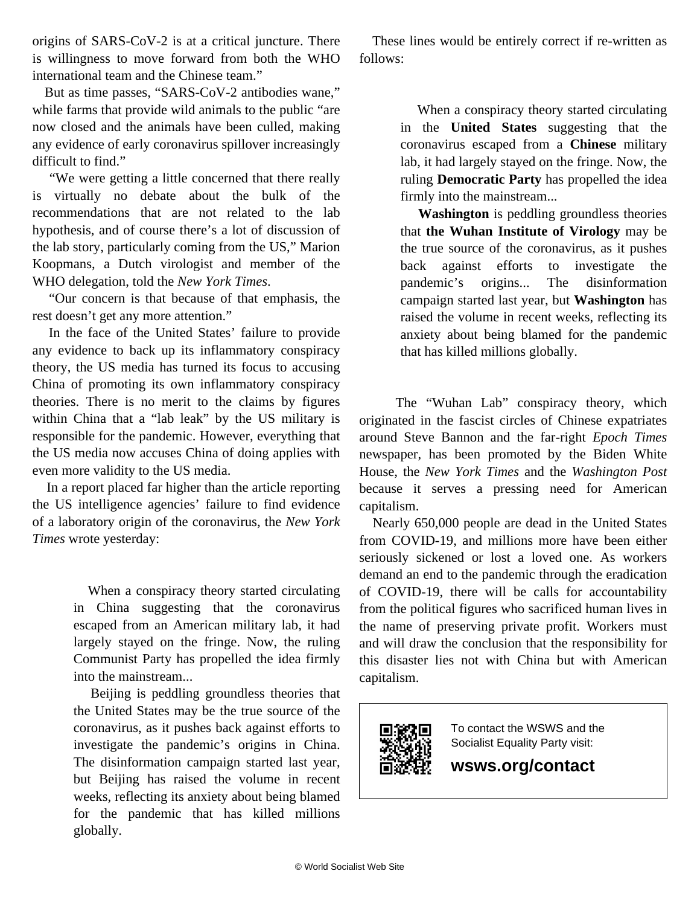origins of SARS-CoV-2 is at a critical juncture. There is willingness to move forward from both the WHO international team and the Chinese team."

But as time passes, "SARS-CoV-2 antibodies wane," while farms that provide wild animals to the public "are now closed and the animals have been culled, making any evidence of early coronavirus spillover increasingly difficult to find."

"We were getting a little concerned that there really is virtually no debate about the bulk of the recommendations that are not related to the lab hypothesis, and of course there's a lot of discussion of the lab story, particularly coming from the US," Marion Koopmans, a Dutch virologist and member of the WHO delegation, told the *New York Times*.

"Our concern is that because of that emphasis, the rest doesn't get any more attention."

In the face of the United States' failure to provide any evidence to back up its inflammatory conspiracy theory, the US media has turned its focus to accusing China of promoting its own inflammatory conspiracy theories. There is no merit to the claims by figures within China that a "lab leak" by the US military is responsible for the pandemic. However, everything that the US media now accuses China of doing applies with even more validity to the US media.

In a report placed far higher than the article reporting the US intelligence agencies' failure to find evidence of a laboratory origin of the coronavirus, the *New York Times* wrote yesterday:

> When a conspiracy theory started circulating in China suggesting that the coronavirus escaped from an American military lab, it had largely stayed on the fringe. Now, the ruling Communist Party has propelled the idea firmly into the mainstream...
>
> Beijing is peddling groundless theories that the United States may be the true source of the coronavirus, as it pushes back against efforts to investigate the pandemic's origins in China. The disinformation campaign started last year, but Beijing has raised the volume in recent weeks, reflecting its anxiety about being blamed for the pandemic that has killed millions globally.

These lines would be entirely correct if re-written as follows:

> When a conspiracy theory started circulating in the **United States** suggesting that the coronavirus escaped from a **Chinese** military lab, it had largely stayed on the fringe. Now, the ruling **Democratic Party** has propelled the idea firmly into the mainstream...
>
> **Washington** is peddling groundless theories that **the Wuhan Institute of Virology** may be the true source of the coronavirus, as it pushes back against efforts to investigate the pandemic's origins... The disinformation campaign started last year, but **Washington** has raised the volume in recent weeks, reflecting its anxiety about being blamed for the pandemic that has killed millions globally.

The "Wuhan Lab" conspiracy theory, which originated in the fascist circles of Chinese expatriates around Steve Bannon and the far-right *Epoch Times* newspaper, has been promoted by the Biden White House, the *New York Times* and the *Washington Post* because it serves a pressing need for American capitalism.

Nearly 650,000 people are dead in the United States from COVID-19, and millions more have been either seriously sickened or lost a loved one. As workers demand an end to the pandemic through the eradication of COVID-19, there will be calls for accountability from the political figures who sacrificed human lives in the name of preserving private profit. Workers must and will draw the conclusion that the responsibility for this disaster lies not with China but with American capitalism.

To contact the WSWS and the Socialist Equality Party visit:

**wsws.org/contact**